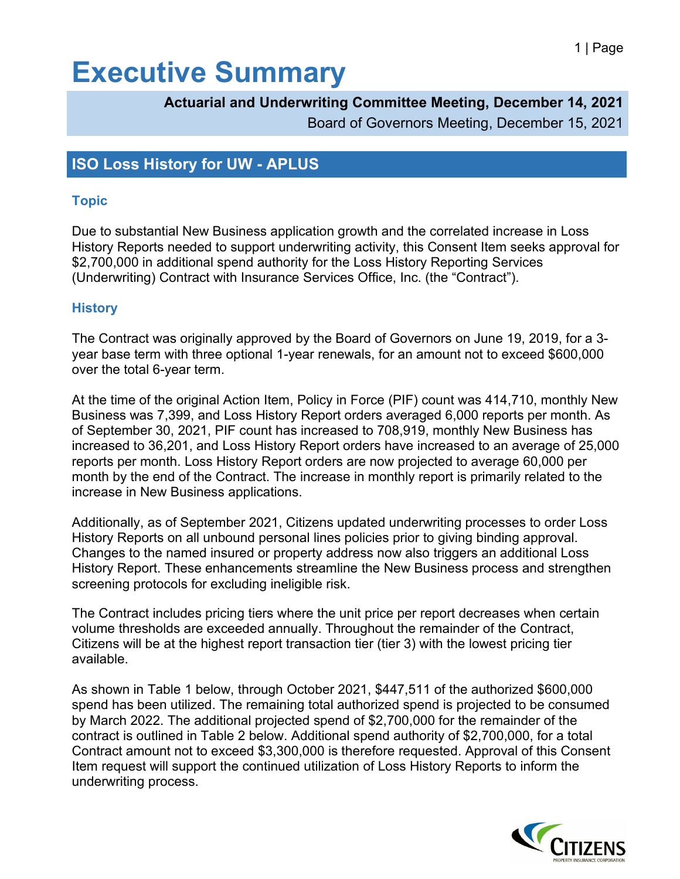# Executive Summary

**Actuarial and Underwriting Committee Meeting, December 14, 2021**

Board of Governors Meeting, December 15, 2021

## ISO Loss History for UW - APLUS

### Topic

Due to substantial New Business application growth and the correlated increase in Loss History Reports needed to support underwriting activity, this Consent Item seeks approval for \$2,700,000 in additional spend authority for the Loss History Reporting Services (Underwriting) Contract with Insurance Services Office, Inc. (the "Contract").

### History

The Contract was originally approved by the Board of Governors on June 19, 2019, for a 3-year base term with three optional 1-year renewals, for an amount not to exceed \$600,000 over the total 6-year term.

At the time of the original Action Item, Policy in Force (PIF) count was 414,710, monthly New Business was 7,399, and Loss History Report orders averaged 6,000 reports per month. As of September 30, 2021, PIF count has increased to 708,919, monthly New Business has increased to 36,201, and Loss History Report orders have increased to an average of 25,000 reports per month. Loss History Report orders are now projected to average 60,000 per month by the end of the Contract. The increase in monthly report is primarily related to the increase in New Business applications.

Additionally, as of September 2021, Citizens updated underwriting processes to order Loss History Reports on all unbound personal lines policies prior to giving binding approval. Changes to the named insured or property address now also triggers an additional Loss History Report. These enhancements streamline the New Business process and strengthen screening protocols for excluding ineligible risk.

The Contract includes pricing tiers where the unit price per report decreases when certain volume thresholds are exceeded annually. Throughout the remainder of the Contract, Citizens will be at the highest report transaction tier (tier 3) with the lowest pricing tier available.

As shown in Table 1 below, through October 2021, \$447,511 of the authorized \$600,000 spend has been utilized. The remaining total authorized spend is projected to be consumed by March 2022. The additional projected spend of \$2,700,000 for the remainder of the contract is outlined in Table 2 below. Additional spend authority of \$2,700,000, for a total Contract amount not to exceed \$3,300,000 is therefore requested. Approval of this Consent Item request will support the continued utilization of Loss History Reports to inform the underwriting process.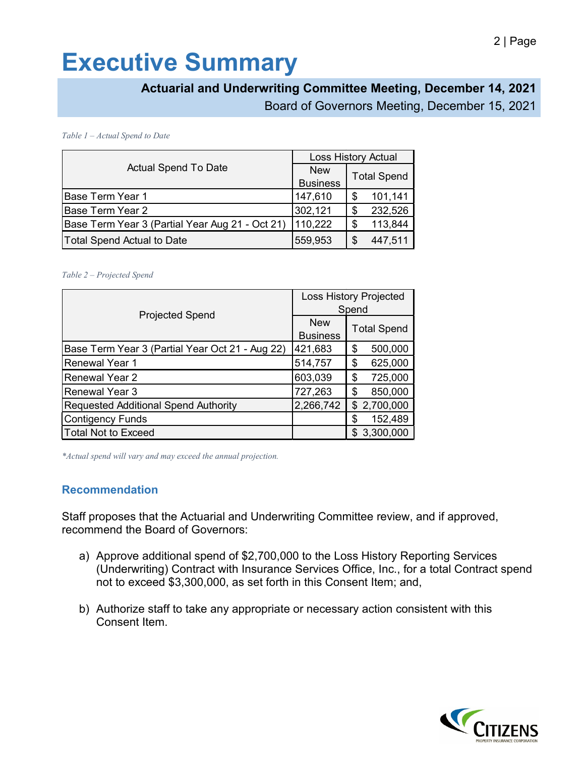# Executive Summary

**Actuarial and Underwriting Committee Meeting, December 14, 2021**

Board of Governors Meeting, December 15, 2021

*Table 1 – Actual Spend to Date*

| Actual Spend To Date | Loss History Actual | |
|---|---|---|
| | New Business | Total Spend |
| Base Term Year 1 | 147,610 | $ 101,141 |
| Base Term Year 2 | 302,121 | $ 232,526 |
| Base Term Year 3 (Partial Year Aug 21 - Oct 21) | 110,222 | $ 113,844 |
| Total Spend Actual to Date | 559,953 | $ 447,511 |

*Table 2 – Projected Spend*

| Projected Spend | Loss History Projected Spend | |
|---|---|---|
| | New Business | Total Spend |
| Base Term Year 3 (Partial Year Oct 21 - Aug 22) | 421,683 | $ 500,000 |
| Renewal Year 1 | 514,757 | $ 625,000 |
| Renewal Year 2 | 603,039 | $ 725,000 |
| Renewal Year 3 | 727,263 | $ 850,000 |
| Requested Additional Spend Authority | 2,266,742 | $ 2,700,000 |
| Contigency Funds | | $ 152,489 |
| Total Not to Exceed | | $ 3,300,000 |

**Actual spend will vary and may exceed the annual projection.*

## Recommendation

Staff proposes that the Actuarial and Underwriting Committee review, and if approved, recommend the Board of Governors:

a) Approve additional spend of $2,700,000 to the Loss History Reporting Services (Underwriting) Contract with Insurance Services Office, Inc., for a total Contract spend not to exceed $3,300,000, as set forth in this Consent Item; and,

b) Authorize staff to take any appropriate or necessary action consistent with this Consent Item.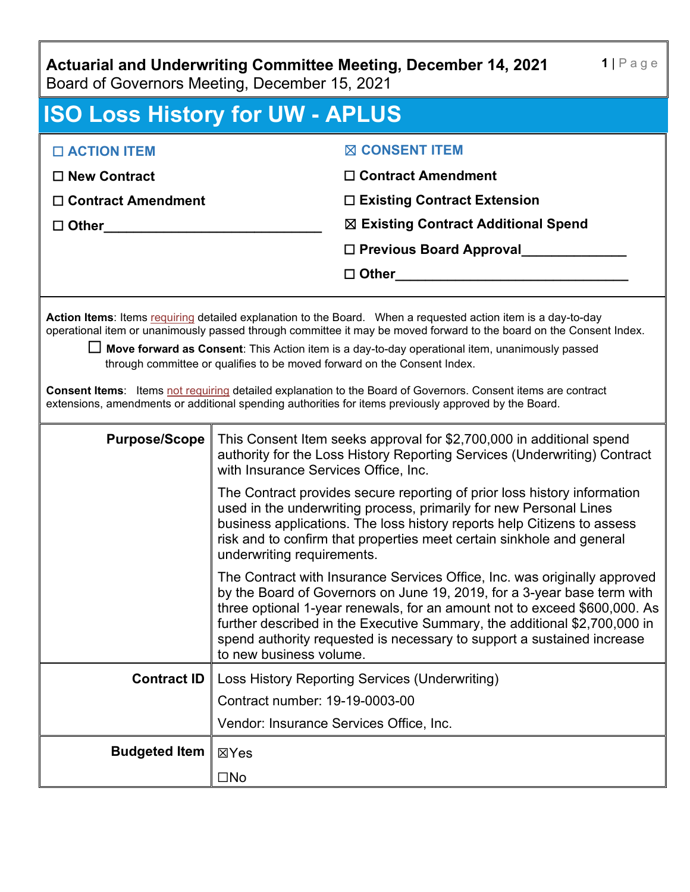**Actuarial and Underwriting Committee Meeting, December 14, 2021**
Board of Governors Meeting, December 15, 2021

# ISO Loss History for UW - APLUS

| | |
|---|---|
| ☐ **ACTION ITEM** | ☒ **CONSENT ITEM** |
| ☐ **New Contract** | ☐ **Contract Amendment** |
| ☐ **Contract Amendment** | ☐ **Existing Contract Extension** |
| ☐ **Other**______________________________ | ☒ **Existing Contract Additional Spend** |
| | ☐ **Previous Board Approval**______________ |
| | ☐ **Other**________________________________ |

**Action Items**: Items requiring detailed explanation to the Board. When a requested action item is a day-to-day operational item or unanimously passed through committee it may be moved forward to the board on the Consent Index.

☐ **Move forward as Consent**: This Action item is a day-to-day operational item, unanimously passed through committee or qualifies to be moved forward on the Consent Index.

**Consent Items**: Items not requiring detailed explanation to the Board of Governors. Consent items are contract extensions, amendments or additional spending authorities for items previously approved by the Board.

| | |
|---|---|
| **Purpose/Scope** | This Consent Item seeks approval for $2,700,000 in additional spend authority for the Loss History Reporting Services (Underwriting) Contract with Insurance Services Office, Inc.<br><br>The Contract provides secure reporting of prior loss history information used in the underwriting process, primarily for new Personal Lines business applications. The loss history reports help Citizens to assess risk and to confirm that properties meet certain sinkhole and general underwriting requirements.<br><br>The Contract with Insurance Services Office, Inc. was originally approved by the Board of Governors on June 19, 2019, for a 3-year base term with three optional 1-year renewals, for an amount not to exceed $600,000. As further described in the Executive Summary, the additional $2,700,000 in spend authority requested is necessary to support a sustained increase to new business volume. |
| **Contract ID** | Loss History Reporting Services (Underwriting)<br><br>Contract number: 19-19-0003-00<br><br>Vendor: Insurance Services Office, Inc. |
| **Budgeted Item** | ☒Yes<br><br>☐No |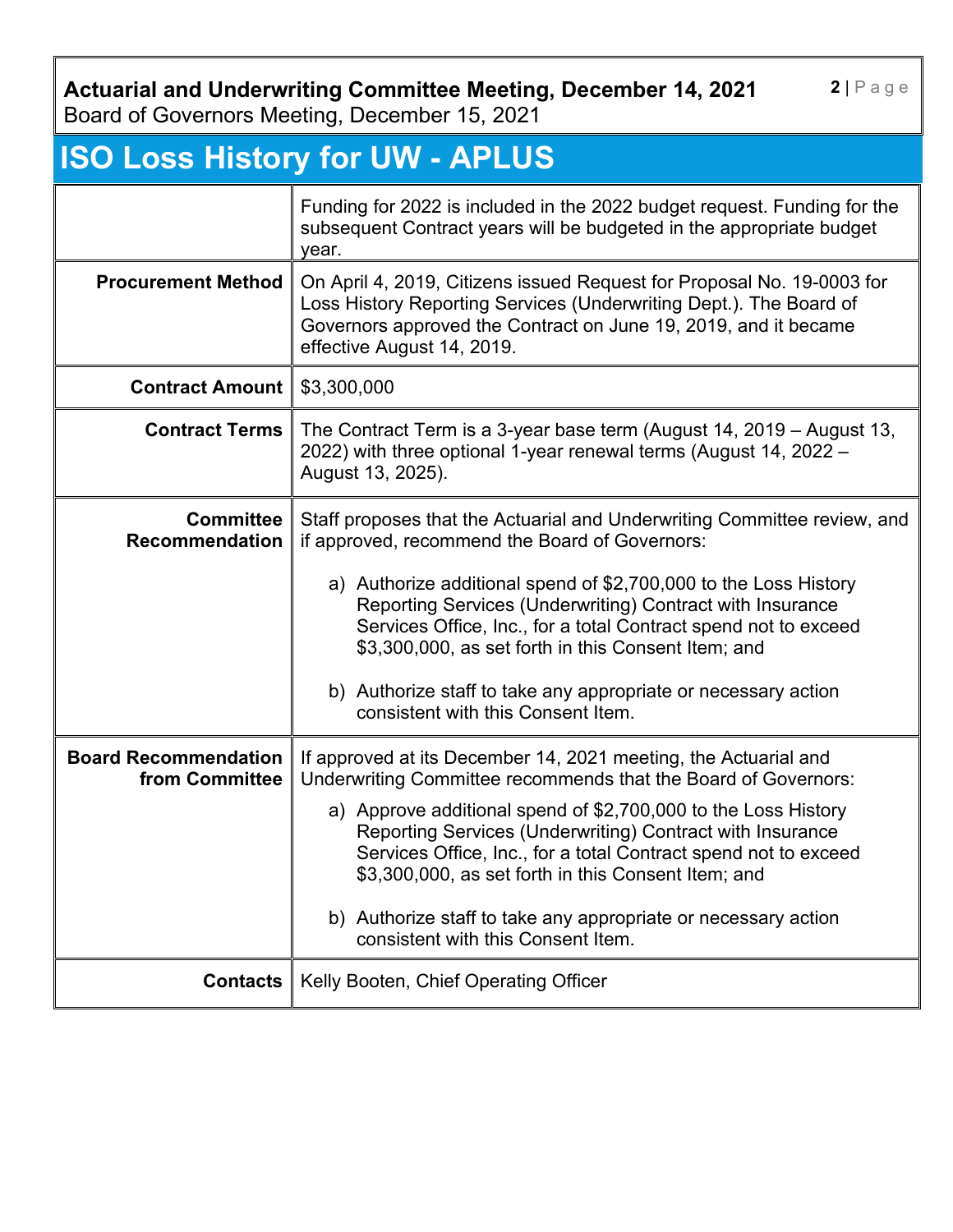# ISO Loss History for UW - APLUS

| | |
|---|---|
| | Funding for 2022 is included in the 2022 budget request. Funding for the subsequent Contract years will be budgeted in the appropriate budget year. |
| **Procurement Method** | On April 4, 2019, Citizens issued Request for Proposal No. 19-0003 for Loss History Reporting Services (Underwriting Dept.). The Board of Governors approved the Contract on June 19, 2019, and it became effective August 14, 2019. |
| **Contract Amount** | $3,300,000 |
| **Contract Terms** | The Contract Term is a 3-year base term (August 14, 2019 – August 13, 2022) with three optional 1-year renewal terms (August 14, 2022 – August 13, 2025). |
| **Committee Recommendation** | Staff proposes that the Actuarial and Underwriting Committee review, and if approved, recommend the Board of Governors:<br><br>a) Authorize additional spend of $2,700,000 to the Loss History Reporting Services (Underwriting) Contract with Insurance Services Office, Inc., for a total Contract spend not to exceed $3,300,000, as set forth in this Consent Item; and<br><br>b) Authorize staff to take any appropriate or necessary action consistent with this Consent Item. |
| **Board Recommendation from Committee** | If approved at its December 14, 2021 meeting, the Actuarial and Underwriting Committee recommends that the Board of Governors:<br><br>a) Approve additional spend of $2,700,000 to the Loss History Reporting Services (Underwriting) Contract with Insurance Services Office, Inc., for a total Contract spend not to exceed $3,300,000, as set forth in this Consent Item; and<br><br>b) Authorize staff to take any appropriate or necessary action consistent with this Consent Item. |
| **Contacts** | Kelly Booten, Chief Operating Officer |